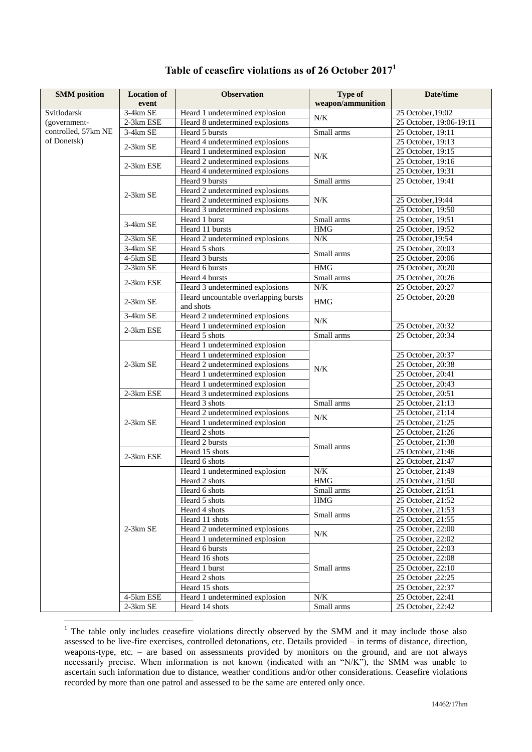# Table of ceasefire violations as of 26 October 2017[1]

| SMM position | Location of event | Observation | Type of weapon/ammunition | Date/time |
|---|---|---|---|---|
| Svitlodarsk (government-controlled, 57km NE of Donetsk) | 3-4km SE | Heard 1 undetermined explosion | N/K | 25 October,19:02 |
| | 2-3km ESE | Heard 8 undetermined explosions | | 25 October, 19:06-19:11 |
| | 3-4km SE | Heard 5 bursts | Small arms | 25 October, 19:11 |
| | 2-3km SE | Heard 4 undetermined explosions | N/K | 25 October, 19:13 |
| | | Heard 1 undetermined explosion | | 25 October, 19:15 |
| | 2-3km ESE | Heard 2 undetermined explosions | | 25 October, 19:16 |
| | | Heard 4 undetermined explosions | | 25 October, 19:31 |
| | 2-3km SE | Heard 9 bursts | Small arms | 25 October, 19:41 |
| | | Heard 2 undetermined explosions | N/K | |
| | | Heard 2 undetermined explosions | | 25 October,19:44 |
| | | Heard 3 undetermined explosions | | 25 October, 19:50 |
| | 3-4km SE | Heard 1 burst | Small arms | 25 October, 19:51 |
| | | Heard 11 bursts | HMG | 25 October, 19:52 |
| | 2-3km SE | Heard 2 undetermined explosions | N/K | 25 October,19:54 |
| | 3-4km SE | Heard 5 shots | Small arms | 25 October, 20:03 |
| | 4-5km SE | Heard 3 bursts | | 25 October, 20:06 |
| | 2-3km SE | Heard 6 bursts | HMG | 25 October, 20:20 |
| | 2-3km ESE | Heard 4 bursts | Small arms | 25 October, 20:26 |
| | | Heard 3 undetermined explosions | N/K | 25 October, 20:27 |
| | 2-3km SE | Heard uncountable overlapping bursts and shots | HMG | 25 October, 20:28 |
| | 3-4km SE | Heard 2 undetermined explosions | N/K | |
| | 2-3km ESE | Heard 1 undetermined explosion | | 25 October, 20:32 |
| | | Heard 5 shots | Small arms | 25 October, 20:34 |
| | 2-3km SE | Heard 1 undetermined explosion | N/K | |
| | | Heard 1 undetermined explosion | | 25 October, 20:37 |
| | | Heard 2 undetermined explosions | | 25 October, 20:38 |
| | | Heard 1 undetermined explosion | | 25 October, 20:41 |
| | | Heard 1 undetermined explosion | | 25 October, 20:43 |
| | 2-3km ESE | Heard 3 undetermined explosions | | 25 October, 20:51 |
| | 2-3km SE | Heard 3 shots | Small arms | 25 October, 21:13 |
| | | Heard 2 undetermined explosions | N/K | 25 October, 21:14 |
| | | Heard 1 undetermined explosion | | 25 October, 21:25 |
| | | Heard 2 shots | Small arms | 25 October, 21:26 |
| | | Heard 2 bursts | | 25 October, 21:38 |
| | 2-3km ESE | Heard 15 shots | | 25 October, 21:46 |
| | | Heard 6 shots | | 25 October, 21:47 |
| | 2-3km SE | Heard 1 undetermined explosion | N/K | 25 October, 21:49 |
| | | Heard 2 shots | HMG | 25 October, 21:50 |
| | | Heard 6 shots | Small arms | 25 October, 21:51 |
| | | Heard 5 shots | HMG | 25 October, 21:52 |
| | | Heard 4 shots | Small arms | 25 October, 21:53 |
| | | Heard 11 shots | | 25 October, 21:55 |
| | | Heard 2 undetermined explosions | N/K | 25 October, 22:00 |
| | | Heard 1 undetermined explosion | | 25 October, 22:02 |
| | | Heard 6 bursts | Small arms | 25 October, 22:03 |
| | | Heard 16 shots | | 25 October, 22:08 |
| | | Heard 1 burst | | 25 October, 22:10 |
| | | Heard 2 shots | | 25 October ,22:25 |
| | | Heard 15 shots | | 25 October, 22:37 |
| | 4-5km ESE | Heard 1 undetermined explosion | N/K | 25 October, 22:41 |
| | 2-3km SE | Heard 14 shots | Small arms | 25 October, 22:42 |

[1] The table only includes ceasefire violations directly observed by the SMM and it may include those also assessed to be live-fire exercises, controlled detonations, etc. Details provided – in terms of distance, direction, weapons-type, etc. – are based on assessments provided by monitors on the ground, and are not always necessarily precise. When information is not known (indicated with an "N/K"), the SMM was unable to ascertain such information due to distance, weather conditions and/or other considerations. Ceasefire violations recorded by more than one patrol and assessed to be the same are entered only once.

14462/17hm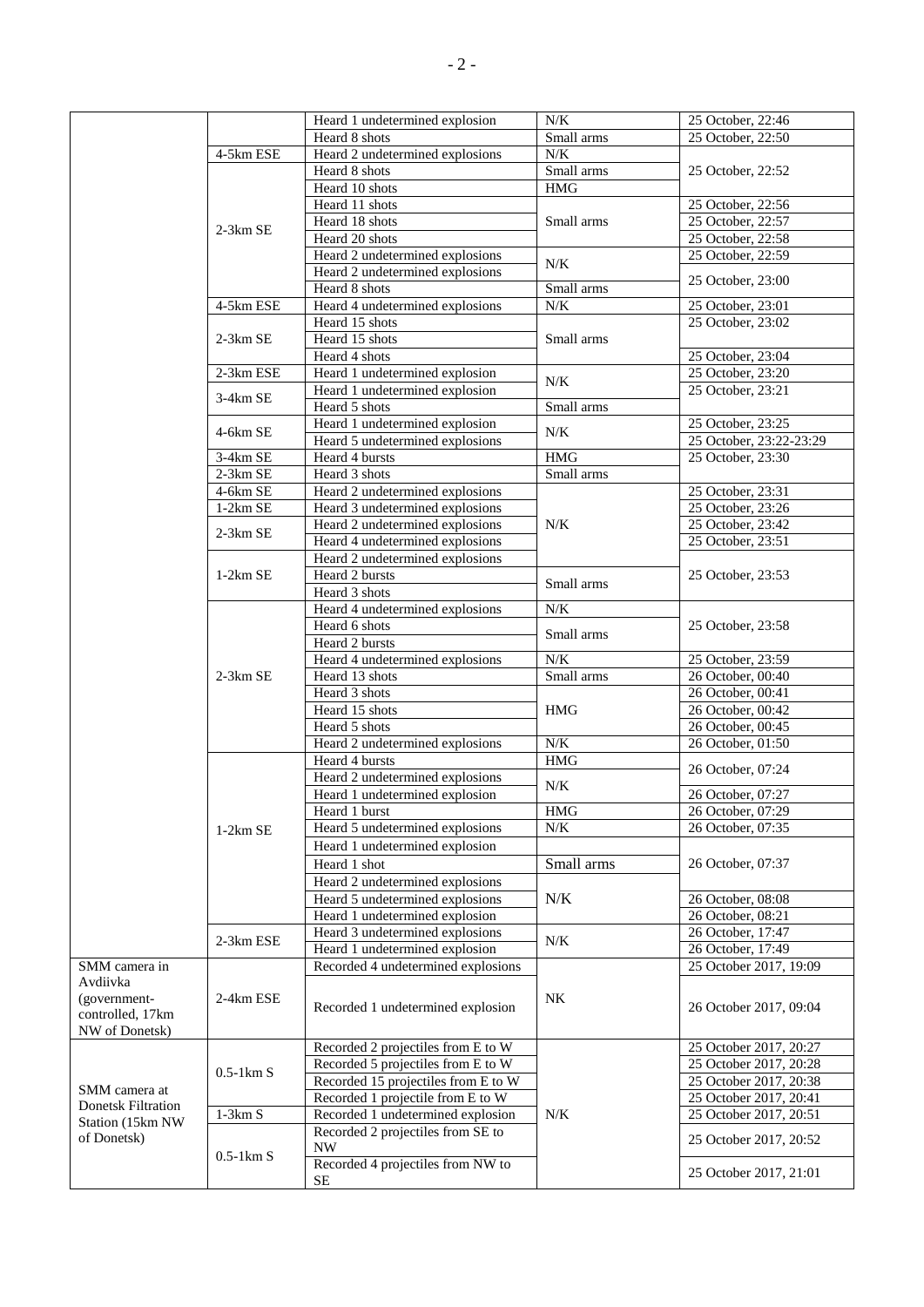| | | Heard 1 undetermined explosion | N/K | 25 October, 22:46 |
|---|---|---|---|---|
| | | Heard 8 shots | Small arms | 25 October, 22:50 |
| | 4-5km ESE | Heard 2 undetermined explosions | N/K | 25 October, 22:52 |
| | 2-3km SE | Heard 8 shots | Small arms | 25 October, 22:52 |
| | 2-3km SE | Heard 10 shots | HMG | 25 October, 22:52 |
| | 2-3km SE | Heard 11 shots | Small arms | 25 October, 22:56 |
| | 2-3km SE | Heard 18 shots | Small arms | 25 October, 22:57 |
| | 2-3km SE | Heard 20 shots | Small arms | 25 October, 22:58 |
| | 2-3km SE | Heard 2 undetermined explosions | N/K | 25 October, 22:59 |
| | 2-3km SE | Heard 2 undetermined explosions | N/K | 25 October, 23:00 |
| | 2-3km SE | Heard 8 shots | Small arms | 25 October, 23:00 |
| | 4-5km ESE | Heard 4 undetermined explosions | N/K | 25 October, 23:01 |
| | 2-3km SE | Heard 15 shots | Small arms | 25 October, 23:02 |
| | 2-3km SE | Heard 15 shots | Small arms | 25 October, 23:02 |
| | 2-3km SE | Heard 4 shots | Small arms | 25 October, 23:04 |
| | 2-3km ESE | Heard 1 undetermined explosion | N/K | 25 October, 23:20 |
| | 3-4km SE | Heard 1 undetermined explosion | N/K | 25 October, 23:21 |
| | 3-4km SE | Heard 5 shots | Small arms | 25 October, 23:21 |
| | 4-6km SE | Heard 1 undetermined explosion | N/K | 25 October, 23:25 |
| | 4-6km SE | Heard 5 undetermined explosions | N/K | 25 October, 23:22-23:29 |
| | 3-4km SE | Heard 4 bursts | HMG | 25 October, 23:30 |
| | 2-3km SE | Heard 3 shots | Small arms | 25 October, 23:30 |
| | 4-6km SE | Heard 2 undetermined explosions | N/K | 25 October, 23:31 |
| | 1-2km SE | Heard 3 undetermined explosions | N/K | 25 October, 23:26 |
| | 2-3km SE | Heard 2 undetermined explosions | N/K | 25 October, 23:42 |
| | 2-3km SE | Heard 4 undetermined explosions | N/K | 25 October, 23:51 |
| | 1-2km SE | Heard 2 undetermined explosions | N/K | 25 October, 23:53 |
| | 1-2km SE | Heard 2 bursts | Small arms | 25 October, 23:53 |
| | 1-2km SE | Heard 3 shots | Small arms | 25 October, 23:53 |
| | 2-3km SE | Heard 4 undetermined explosions | N/K | 25 October, 23:58 |
| | 2-3km SE | Heard 6 shots | Small arms | 25 October, 23:58 |
| | 2-3km SE | Heard 2 bursts | Small arms | 25 October, 23:58 |
| | 2-3km SE | Heard 4 undetermined explosions | N/K | 25 October, 23:59 |
| | 2-3km SE | Heard 13 shots | Small arms | 26 October, 00:40 |
| | 2-3km SE | Heard 3 shots | HMG | 26 October, 00:41 |
| | 2-3km SE | Heard 15 shots | HMG | 26 October, 00:42 |
| | 2-3km SE | Heard 5 shots | HMG | 26 October, 00:45 |
| | 2-3km SE | Heard 2 undetermined explosions | N/K | 26 October, 01:50 |
| | 1-2km SE | Heard 4 bursts | HMG | 26 October, 07:24 |
| | 1-2km SE | Heard 2 undetermined explosions | N/K | 26 October, 07:24 |
| | 1-2km SE | Heard 1 undetermined explosion | N/K | 26 October, 07:27 |
| | 1-2km SE | Heard 1 burst | HMG | 26 October, 07:29 |
| | 1-2km SE | Heard 5 undetermined explosions | N/K | 26 October, 07:35 |
| | 1-2km SE | Heard 1 undetermined explosion | N/K | 26 October, 07:37 |
| | 1-2km SE | Heard 1 shot | Small arms | 26 October, 07:37 |
| | 1-2km SE | Heard 2 undetermined explosions | N/K | 26 October, 07:37 |
| | 1-2km SE | Heard 5 undetermined explosions | N/K | 26 October, 08:08 |
| | 1-2km SE | Heard 1 undetermined explosion | N/K | 26 October, 08:21 |
| | 2-3km ESE | Heard 3 undetermined explosions | N/K | 26 October, 17:47 |
| | 2-3km ESE | Heard 1 undetermined explosion | N/K | 26 October, 17:49 |
| SMM camera in Avdiivka (government-controlled, 17km NW of Donetsk) | 2-4km ESE | Recorded 4 undetermined explosions | NK | 25 October 2017, 19:09 |
| SMM camera in Avdiivka (government-controlled, 17km NW of Donetsk) | 2-4km ESE | Recorded 1 undetermined explosion | NK | 26 October 2017, 09:04 |
| SMM camera at Donetsk Filtration Station (15km NW of Donetsk) | 0.5-1km S | Recorded 2 projectiles from E to W | N/K | 25 October 2017, 20:27 |
| SMM camera at Donetsk Filtration Station (15km NW of Donetsk) | 0.5-1km S | Recorded 5 projectiles from E to W | N/K | 25 October 2017, 20:28 |
| SMM camera at Donetsk Filtration Station (15km NW of Donetsk) | 0.5-1km S | Recorded 15 projectiles from E to W | N/K | 25 October 2017, 20:38 |
| SMM camera at Donetsk Filtration Station (15km NW of Donetsk) | 0.5-1km S | Recorded 1 projectile from E to W | N/K | 25 October 2017, 20:41 |
| SMM camera at Donetsk Filtration Station (15km NW of Donetsk) | 1-3km S | Recorded 1 undetermined explosion | N/K | 25 October 2017, 20:51 |
| SMM camera at Donetsk Filtration Station (15km NW of Donetsk) | 0.5-1km S | Recorded 2 projectiles from SE to NW | N/K | 25 October 2017, 20:52 |
| SMM camera at Donetsk Filtration Station (15km NW of Donetsk) | 0.5-1km S | Recorded 4 projectiles from NW to SE | N/K | 25 October 2017, 21:01 |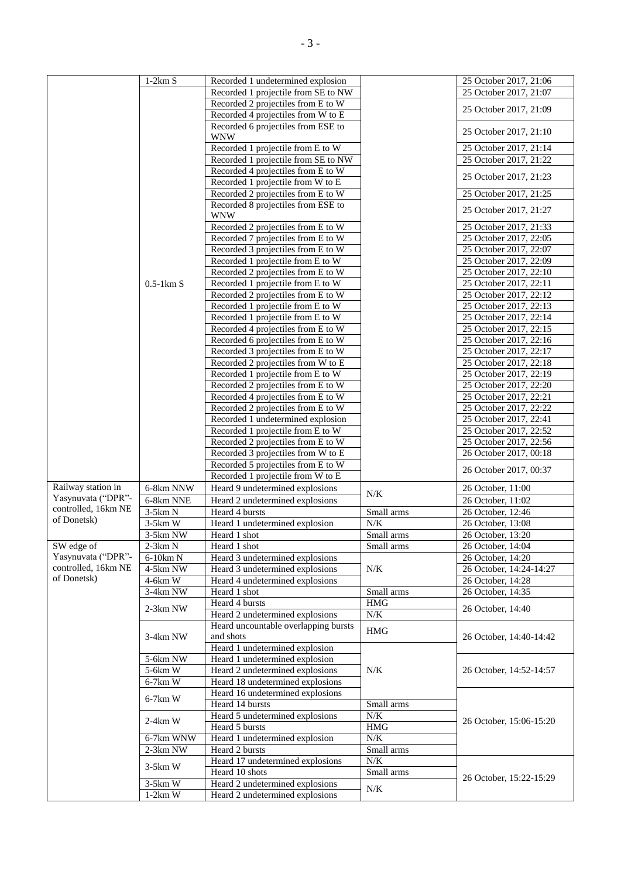| | | | | |
|---|---|---|---|---|
| | 1-2km S | Recorded 1 undetermined explosion | | 25 October 2017, 21:06 |
| | 0.5-1km S | Recorded 1 projectile from SE to NW | | 25 October 2017, 21:07 |
| | | Recorded 2 projectiles from E to W | | 25 October 2017, 21:09 |
| | | Recorded 4 projectiles from W to E | | |
| | | Recorded 6 projectiles from ESE to WNW | | 25 October 2017, 21:10 |
| | | Recorded 1 projectile from E to W | | 25 October 2017, 21:14 |
| | | Recorded 1 projectile from SE to NW | | 25 October 2017, 21:22 |
| | | Recorded 4 projectiles from E to W | | 25 October 2017, 21:23 |
| | | Recorded 1 projectile from W to E | | |
| | | Recorded 2 projectiles from E to W | | 25 October 2017, 21:25 |
| | | Recorded 8 projectiles from ESE to WNW | | 25 October 2017, 21:27 |
| | | Recorded 2 projectiles from E to W | | 25 October 2017, 21:33 |
| | | Recorded 7 projectiles from E to W | | 25 October 2017, 22:05 |
| | | Recorded 3 projectiles from E to W | | 25 October 2017, 22:07 |
| | | Recorded 1 projectile from E to W | | 25 October 2017, 22:09 |
| | | Recorded 2 projectiles from E to W | | 25 October 2017, 22:10 |
| | | Recorded 1 projectile from E to W | | 25 October 2017, 22:11 |
| | | Recorded 2 projectiles from E to W | | 25 October 2017, 22:12 |
| | | Recorded 1 projectile from E to W | | 25 October 2017, 22:13 |
| | | Recorded 1 projectile from E to W | | 25 October 2017, 22:14 |
| | | Recorded 4 projectiles from E to W | | 25 October 2017, 22:15 |
| | | Recorded 6 projectiles from E to W | | 25 October 2017, 22:16 |
| | | Recorded 3 projectiles from E to W | | 25 October 2017, 22:17 |
| | | Recorded 2 projectiles from W to E | | 25 October 2017, 22:18 |
| | | Recorded 1 projectile from E to W | | 25 October 2017, 22:19 |
| | | Recorded 2 projectiles from E to W | | 25 October 2017, 22:20 |
| | | Recorded 4 projectiles from E to W | | 25 October 2017, 22:21 |
| | | Recorded 2 projectiles from E to W | | 25 October 2017, 22:22 |
| | | Recorded 1 undetermined explosion | | 25 October 2017, 22:41 |
| | | Recorded 1 projectile from E to W | | 25 October 2017, 22:52 |
| | | Recorded 2 projectiles from E to W | | 25 October 2017, 22:56 |
| | | Recorded 3 projectiles from W to E | | 26 October 2017, 00:18 |
| | | Recorded 5 projectiles from E to W | | 26 October 2017, 00:37 |
| | | Recorded 1 projectile from W to E | | |
| Railway station in Yasynuvata ("DPR"-controlled, 16km NE of Donetsk) | 6-8km NNW | Heard 9 undetermined explosions | N/K | 26 October, 11:00 |
| | 6-8km NNE | Heard 2 undetermined explosions | | 26 October, 11:02 |
| | 3-5km N | Heard 4 bursts | Small arms | 26 October, 12:46 |
| | 3-5km W | Heard 1 undetermined explosion | N/K | 26 October, 13:08 |
| | 3-5km NW | Heard 1 shot | Small arms | 26 October, 13:20 |
| SW edge of Yasynuvata ("DPR"-controlled, 16km NE of Donetsk) | 2-3km N | Heard 1 shot | Small arms | 26 October, 14:04 |
| | 6-10km N | Heard 3 undetermined explosions | N/K | 26 October, 14:20 |
| | 4-5km NW | Heard 3 undetermined explosions | | 26 October, 14:24-14:27 |
| | 4-6km W | Heard 4 undetermined explosions | | 26 October, 14:28 |
| | 3-4km NW | Heard 1 shot | Small arms | 26 October, 14:35 |
| | 2-3km NW | Heard 4 bursts | HMG | 26 October, 14:40 |
| | | Heard 2 undetermined explosions | N/K | |
| | 3-4km NW | Heard uncountable overlapping bursts and shots | HMG | 26 October, 14:40-14:42 |
| | | Heard 1 undetermined explosion | N/K | |
| | 5-6km NW | Heard 1 undetermined explosion | | 26 October, 14:52-14:57 |
| | 5-6km W | Heard 2 undetermined explosions | | |
| | 6-7km W | Heard 18 undetermined explosions | | |
| | 6-7km W | Heard 16 undetermined explosions | | 26 October, 15:06-15:20 |
| | | Heard 14 bursts | Small arms | |
| | 2-4km W | Heard 5 undetermined explosions | N/K | |
| | | Heard 5 bursts | HMG | |
| | 6-7km WNW | Heard 1 undetermined explosion | N/K | |
| | 2-3km NW | Heard 2 bursts | Small arms | |
| | 3-5km W | Heard 17 undetermined explosions | N/K | 26 October, 15:22-15:29 |
| | | Heard 10 shots | Small arms | |
| | 3-5km W | Heard 2 undetermined explosions | N/K | |
| | 1-2km W | Heard 2 undetermined explosions | | |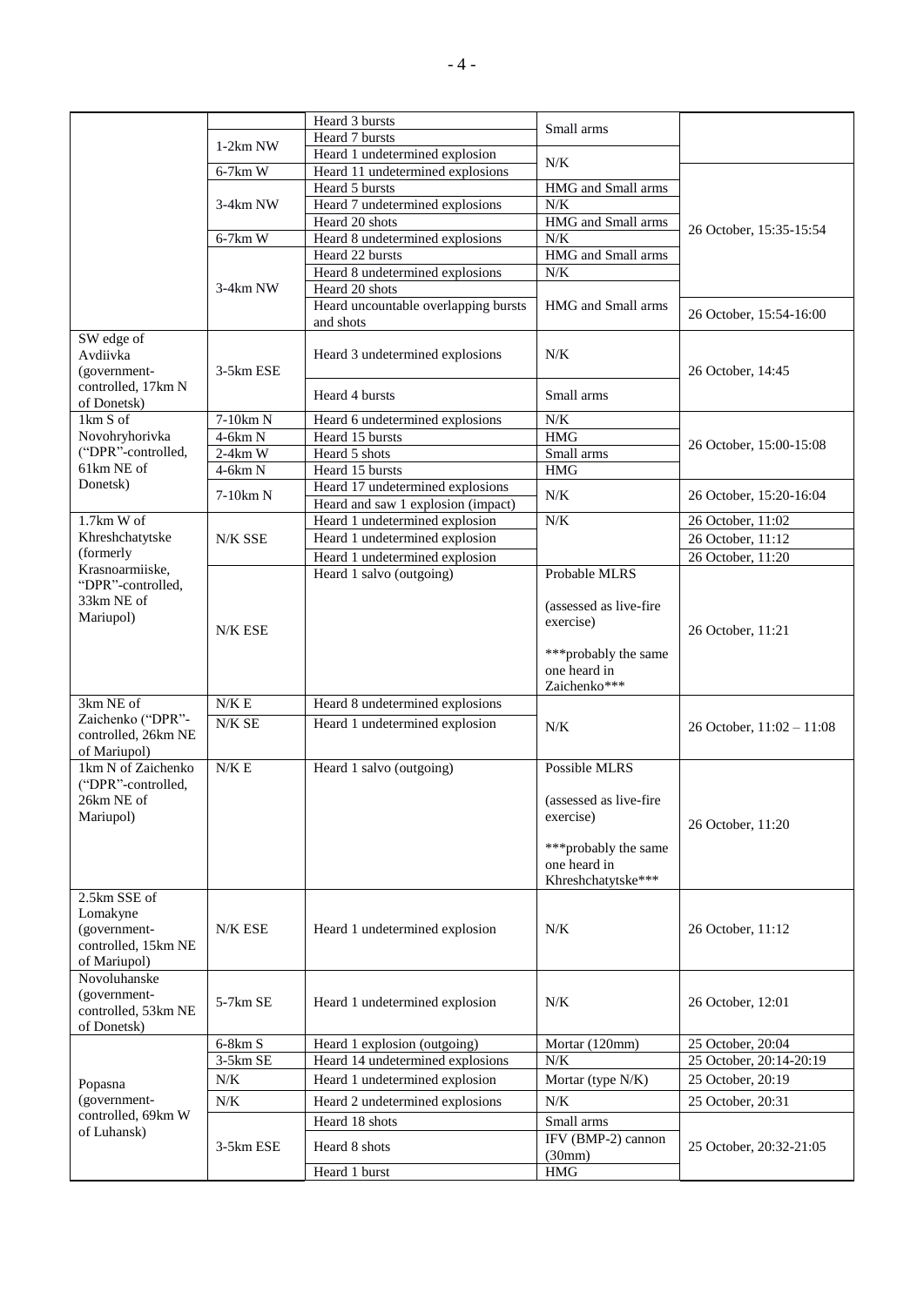| | | Heard 3 bursts | Small arms | |
|---|---|---|---|---|
| | 1-2km NW | Heard 7 bursts | | |
| | | Heard 1 undetermined explosion | N/K | |
| | 6-7km W | Heard 11 undetermined explosions | | 26 October, 15:35-15:54 |
| | 3-4km NW | Heard 5 bursts | HMG and Small arms | |
| | | Heard 7 undetermined explosions | N/K | |
| | | Heard 20 shots | HMG and Small arms | |
| | 6-7km W | Heard 8 undetermined explosions | N/K | |
| | 3-4km NW | Heard 22 bursts | HMG and Small arms | |
| | | Heard 8 undetermined explosions | N/K | |
| | | Heard 20 shots | HMG and Small arms | |
| | | Heard uncountable overlapping bursts and shots | | 26 October, 15:54-16:00 |
| SW edge of Avdiivka (government-controlled, 17km N of Donetsk) | 3-5km ESE | Heard 3 undetermined explosions | N/K | 26 October, 14:45 |
| | | Heard 4 bursts | Small arms | |
| 1km S of Novohryhorivka ("DPR"-controlled, 61km NE of Donetsk) | 7-10km N | Heard 6 undetermined explosions | N/K | 26 October, 15:00-15:08 |
| | 4-6km N | Heard 15 bursts | HMG | |
| | 2-4km W | Heard 5 shots | Small arms | |
| | 4-6km N | Heard 15 bursts | HMG | |
| | 7-10km N | Heard 17 undetermined explosions | N/K | 26 October, 15:20-16:04 |
| | | Heard and saw 1 explosion (impact) | | |
| 1.7km W of Khreshchatytske (formerly Krasnoarmiiske, "DPR"-controlled, 33km NE of Mariupol) | N/K SSE | Heard 1 undetermined explosion | N/K | 26 October, 11:02 |
| | | Heard 1 undetermined explosion | | 26 October, 11:12 |
| | | Heard 1 undetermined explosion | | 26 October, 11:20 |
| | N/K ESE | Heard 1 salvo (outgoing) | Probable MLRS (assessed as live-fire exercise) ***probably the same one heard in Zaichenko*** | 26 October, 11:21 |
| 3km NE of Zaichenko ("DPR"-controlled, 26km NE of Mariupol) | N/K E | Heard 8 undetermined explosions | N/K | 26 October, 11:02 – 11:08 |
| | N/K SE | Heard 1 undetermined explosion | | |
| 1km N of Zaichenko ("DPR"-controlled, 26km NE of Mariupol) | N/K E | Heard 1 salvo (outgoing) | Possible MLRS (assessed as live-fire exercise) ***probably the same one heard in Khreshchatytske*** | 26 October, 11:20 |
| 2.5km SSE of Lomakyne (government-controlled, 15km NE of Mariupol) | N/K ESE | Heard 1 undetermined explosion | N/K | 26 October, 11:12 |
| Novoluhanske (government-controlled, 53km NE of Donetsk) | 5-7km SE | Heard 1 undetermined explosion | N/K | 26 October, 12:01 |
| Popasna (government-controlled, 69km W of Luhansk) | 6-8km S | Heard 1 explosion (outgoing) | Mortar (120mm) | 25 October, 20:04 |
| | 3-5km SE | Heard 14 undetermined explosions | N/K | 25 October, 20:14-20:19 |
| | N/K | Heard 1 undetermined explosion | Mortar (type N/K) | 25 October, 20:19 |
| | N/K | Heard 2 undetermined explosions | N/K | 25 October, 20:31 |
| | 3-5km ESE | Heard 18 shots | Small arms | 25 October, 20:32-21:05 |
| | | Heard 8 shots | IFV (BMP-2) cannon (30mm) | |
| | | Heard 1 burst | HMG | |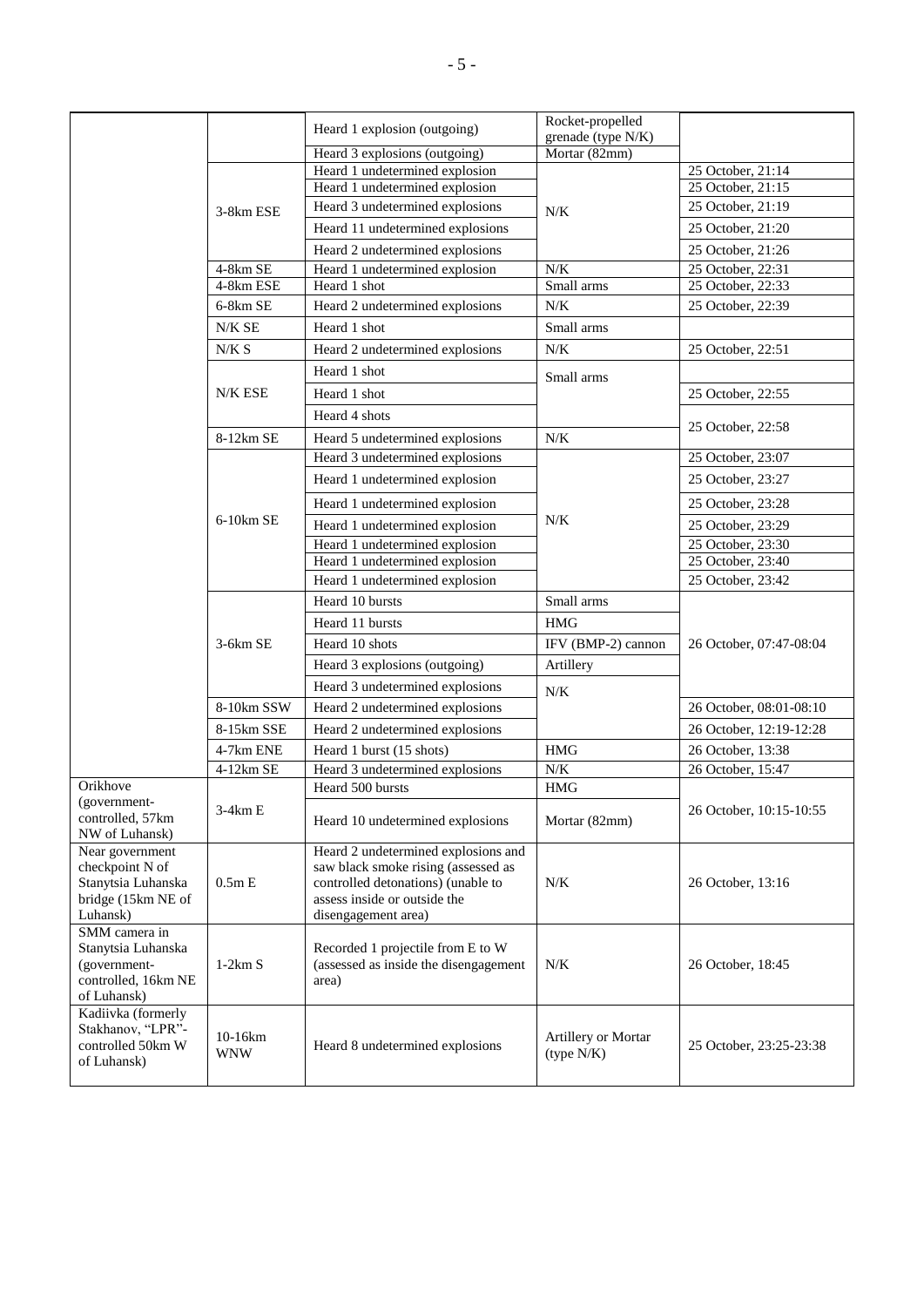| | | | | |
|---|---|---|---|---|
| | | Heard 1 explosion (outgoing) | Rocket-propelled grenade (type N/K) | |
| | | Heard 3 explosions (outgoing) | Mortar (82mm) | |
| | 3-8km ESE | Heard 1 undetermined explosion | N/K | 25 October, 21:14 |
| | | Heard 1 undetermined explosion | | 25 October, 21:15 |
| | | Heard 3 undetermined explosions | | 25 October, 21:19 |
| | | Heard 11 undetermined explosions | | 25 October, 21:20 |
| | | Heard 2 undetermined explosions | | 25 October, 21:26 |
| | 4-8km SE | Heard 1 undetermined explosion | N/K | 25 October, 22:31 |
| | 4-8km ESE | Heard 1 shot | Small arms | 25 October, 22:33 |
| | 6-8km SE | Heard 2 undetermined explosions | N/K | 25 October, 22:39 |
| | N/K SE | Heard 1 shot | Small arms | |
| | N/K S | Heard 2 undetermined explosions | N/K | 25 October, 22:51 |
| | N/K ESE | Heard 1 shot | Small arms | |
| | | Heard 1 shot | | 25 October, 22:55 |
| | | Heard 4 shots | | 25 October, 22:58 |
| | 8-12km SE | Heard 5 undetermined explosions | N/K | |
| | 6-10km SE | Heard 3 undetermined explosions | N/K | 25 October, 23:07 |
| | | Heard 1 undetermined explosion | | 25 October, 23:27 |
| | | Heard 1 undetermined explosion | | 25 October, 23:28 |
| | | Heard 1 undetermined explosion | | 25 October, 23:29 |
| | | Heard 1 undetermined explosion | | 25 October, 23:30 |
| | | Heard 1 undetermined explosion | | 25 October, 23:40 |
| | | Heard 1 undetermined explosion | | 25 October, 23:42 |
| | 3-6km SE | Heard 10 bursts | Small arms | 26 October, 07:47-08:04 |
| | | Heard 11 bursts | HMG | |
| | | Heard 10 shots | IFV (BMP-2) cannon | |
| | | Heard 3 explosions (outgoing) | Artillery | |
| | | Heard 3 undetermined explosions | N/K | |
| | 8-10km SSW | Heard 2 undetermined explosions | | 26 October, 08:01-08:10 |
| | 8-15km SSE | Heard 2 undetermined explosions | | 26 October, 12:19-12:28 |
| | 4-7km ENE | Heard 1 burst (15 shots) | HMG | 26 October, 13:38 |
| | 4-12km SE | Heard 3 undetermined explosions | N/K | 26 October, 15:47 |
| Orikhove (government-controlled, 57km NW of Luhansk) | 3-4km E | Heard 500 bursts | HMG | 26 October, 10:15-10:55 |
| | | Heard 10 undetermined explosions | Mortar (82mm) | |
| Near government checkpoint N of Stanytsia Luhanska bridge (15km NE of Luhansk) | 0.5m E | Heard 2 undetermined explosions and saw black smoke rising (assessed as controlled detonations) (unable to assess inside or outside the disengagement area) | N/K | 26 October, 13:16 |
| SMM camera in Stanytsia Luhanska (government-controlled, 16km NE of Luhansk) | 1-2km S | Recorded 1 projectile from E to W (assessed as inside the disengagement area) | N/K | 26 October, 18:45 |
| Kadiivka (formerly Stakhanov, "LPR"-controlled 50km W of Luhansk) | 10-16km WNW | Heard 8 undetermined explosions | Artillery or Mortar (type N/K) | 25 October, 23:25-23:38 |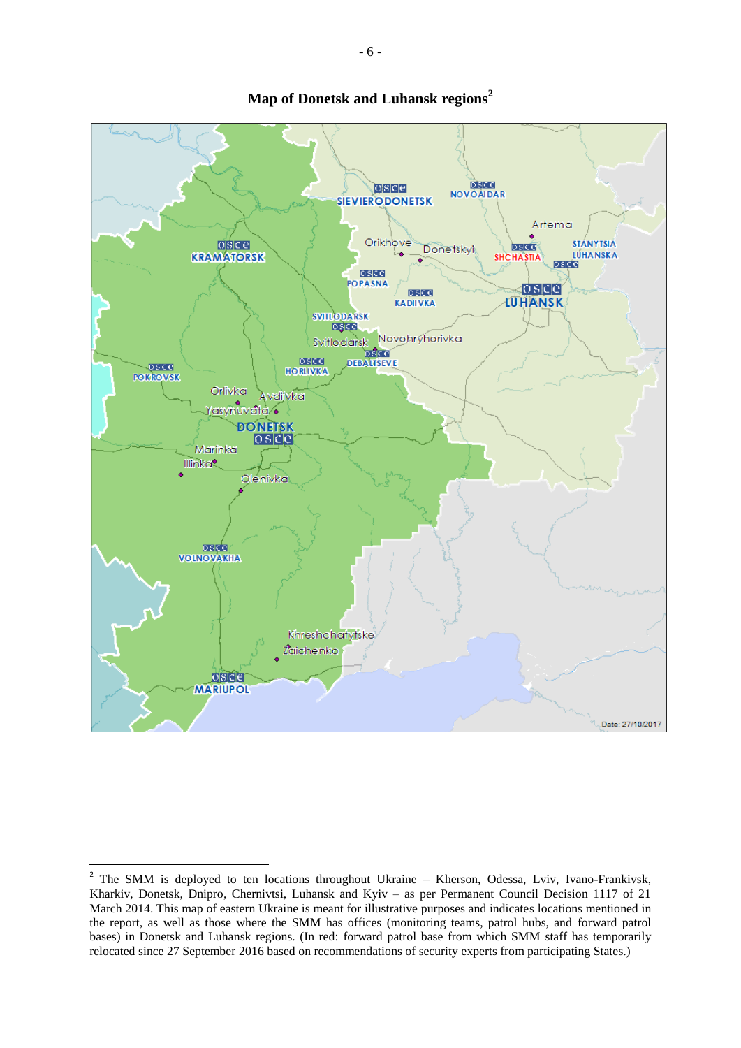# Map of Donetsk and Luhansk regions[2]

SIEVIERODONETSK
NOVOAIDAR
Artema
KRAMATORSK
Orikhove
Donetskyi
SHCHASTIA
STANYTSIA LUHANSKA
POPASNA
KADIIVKA
LUHANSK
SVITLODARSK
Svitlodarsk
Novohryhorivka
DEBALTSEVE
HORLIVKA
POKROVSK
Orlivka
Avdiivka
Yasynuvata
DONETSK
Marinka
Illinka
Olenivka
VOLNOVAKHA
Khreshchatytske
Zaichenko
MARIUPOL
Date: 27/10/2017

---

[2] The SMM is deployed to ten locations throughout Ukraine – Kherson, Odessa, Lviv, Ivano-Frankivsk, Kharkiv, Donetsk, Dnipro, Chernivtsi, Luhansk and Kyiv – as per Permanent Council Decision 1117 of 21 March 2014. This map of eastern Ukraine is meant for illustrative purposes and indicates locations mentioned in the report, as well as those where the SMM has offices (monitoring teams, patrol hubs, and forward patrol bases) in Donetsk and Luhansk regions. (In red: forward patrol base from which SMM staff has temporarily relocated since 27 September 2016 based on recommendations of security experts from participating States.)